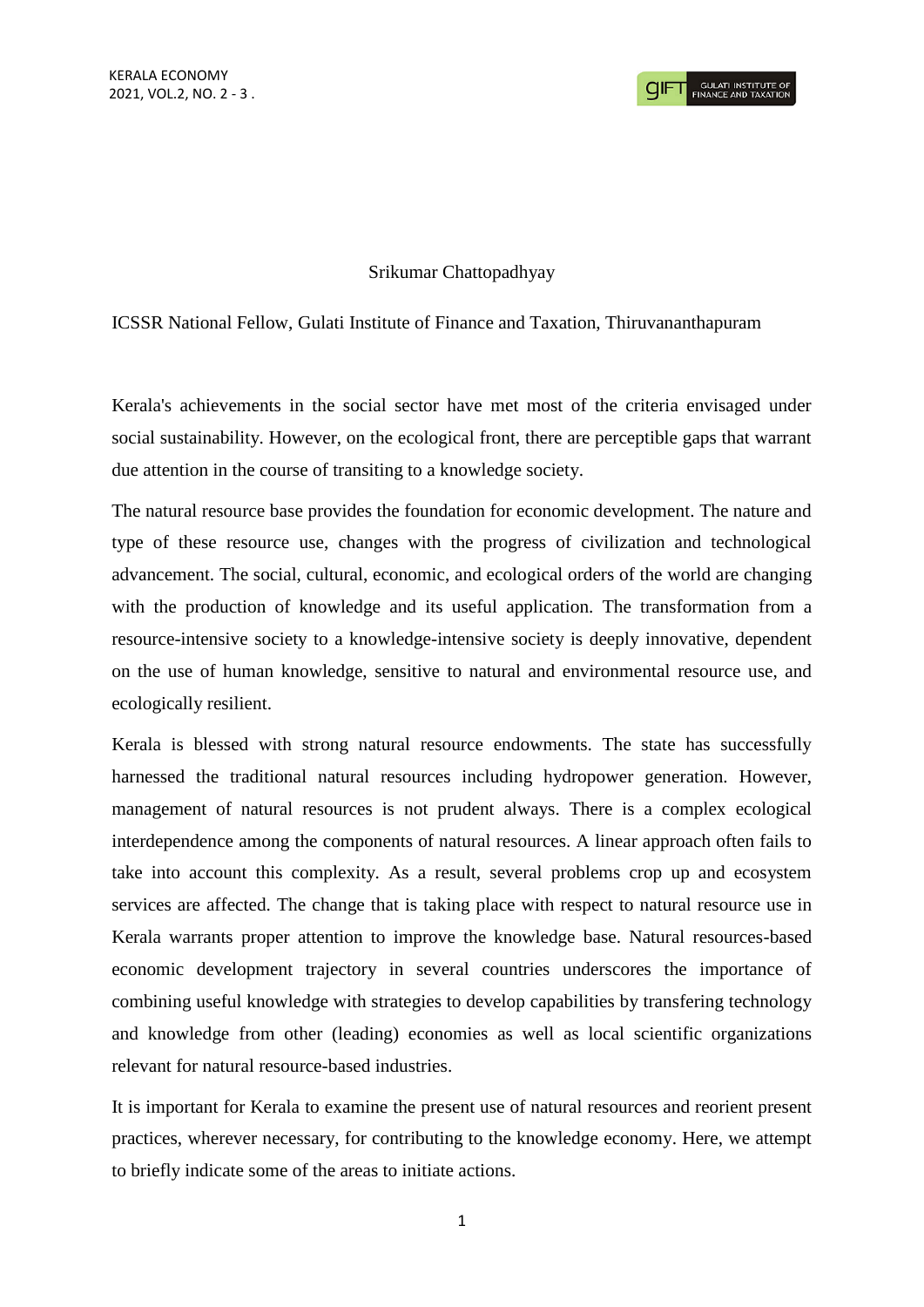Srikumar Chattopadhyay

ICSSR National Fellow, Gulati Institute of Finance and Taxation, Thiruvananthapuram

Kerala's achievements in the social sector have met most of the criteria envisaged under social sustainability. However, on the ecological front, there are perceptible gaps that warrant due attention in the course of transiting to a knowledge society.

The natural resource base provides the foundation for economic development. The nature and type of these resource use, changes with the progress of civilization and technological advancement. The social, cultural, economic, and ecological orders of the world are changing with the production of knowledge and its useful application. The transformation from a resource-intensive society to a knowledge-intensive society is deeply innovative, dependent on the use of human knowledge, sensitive to natural and environmental resource use, and ecologically resilient.

Kerala is blessed with strong natural resource endowments. The state has successfully harnessed the traditional natural resources including hydropower generation. However, management of natural resources is not prudent always. There is a complex ecological interdependence among the components of natural resources. A linear approach often fails to take into account this complexity. As a result, several problems crop up and ecosystem services are affected. The change that is taking place with respect to natural resource use in Kerala warrants proper attention to improve the knowledge base. Natural resources-based economic development trajectory in several countries underscores the importance of combining useful knowledge with strategies to develop capabilities by transfering technology and knowledge from other (leading) economies as well as local scientific organizations relevant for natural resource-based industries.

It is important for Kerala to examine the present use of natural resources and reorient present practices, wherever necessary, for contributing to the knowledge economy. Here, we attempt to briefly indicate some of the areas to initiate actions.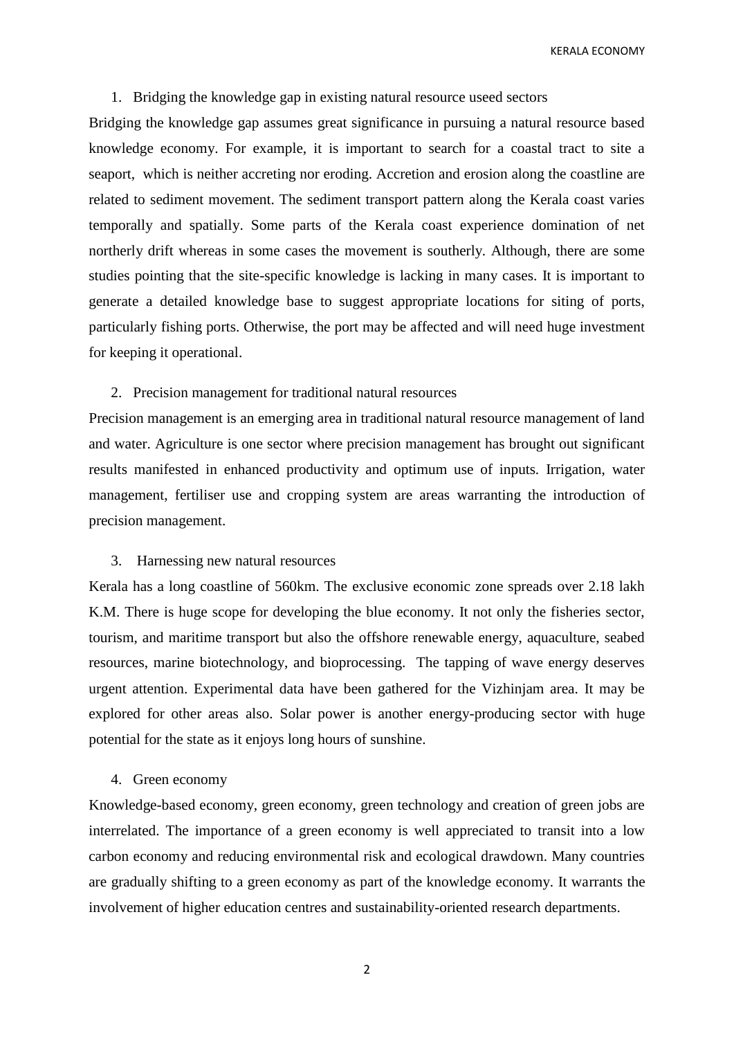1. Bridging the knowledge gap in existing natural resource useed sectors

Bridging the knowledge gap assumes great significance in pursuing a natural resource based knowledge economy. For example, it is important to search for a coastal tract to site a seaport, which is neither accreting nor eroding. Accretion and erosion along the coastline are related to sediment movement. The sediment transport pattern along the Kerala coast varies temporally and spatially. Some parts of the Kerala coast experience domination of net northerly drift whereas in some cases the movement is southerly. Although, there are some studies pointing that the site-specific knowledge is lacking in many cases. It is important to generate a detailed knowledge base to suggest appropriate locations for siting of ports, particularly fishing ports. Otherwise, the port may be affected and will need huge investment for keeping it operational.

2. Precision management for traditional natural resources

Precision management is an emerging area in traditional natural resource management of land and water. Agriculture is one sector where precision management has brought out significant results manifested in enhanced productivity and optimum use of inputs. Irrigation, water management, fertiliser use and cropping system are areas warranting the introduction of precision management.

3. Harnessing new natural resources

Kerala has a long coastline of 560km. The exclusive economic zone spreads over 2.18 lakh K.M. There is huge scope for developing the blue economy. It not only the fisheries sector, tourism, and maritime transport but also the offshore renewable energy, aquaculture, seabed resources, marine biotechnology, and bioprocessing. The tapping of wave energy deserves urgent attention. Experimental data have been gathered for the Vizhinjam area. It may be explored for other areas also. Solar power is another energy-producing sector with huge potential for the state as it enjoys long hours of sunshine.

4. Green economy

Knowledge-based economy, green economy, green technology and creation of green jobs are interrelated. The importance of a green economy is well appreciated to transit into a low carbon economy and reducing environmental risk and ecological drawdown. Many countries are gradually shifting to a green economy as part of the knowledge economy. It warrants the involvement of higher education centres and sustainability-oriented research departments.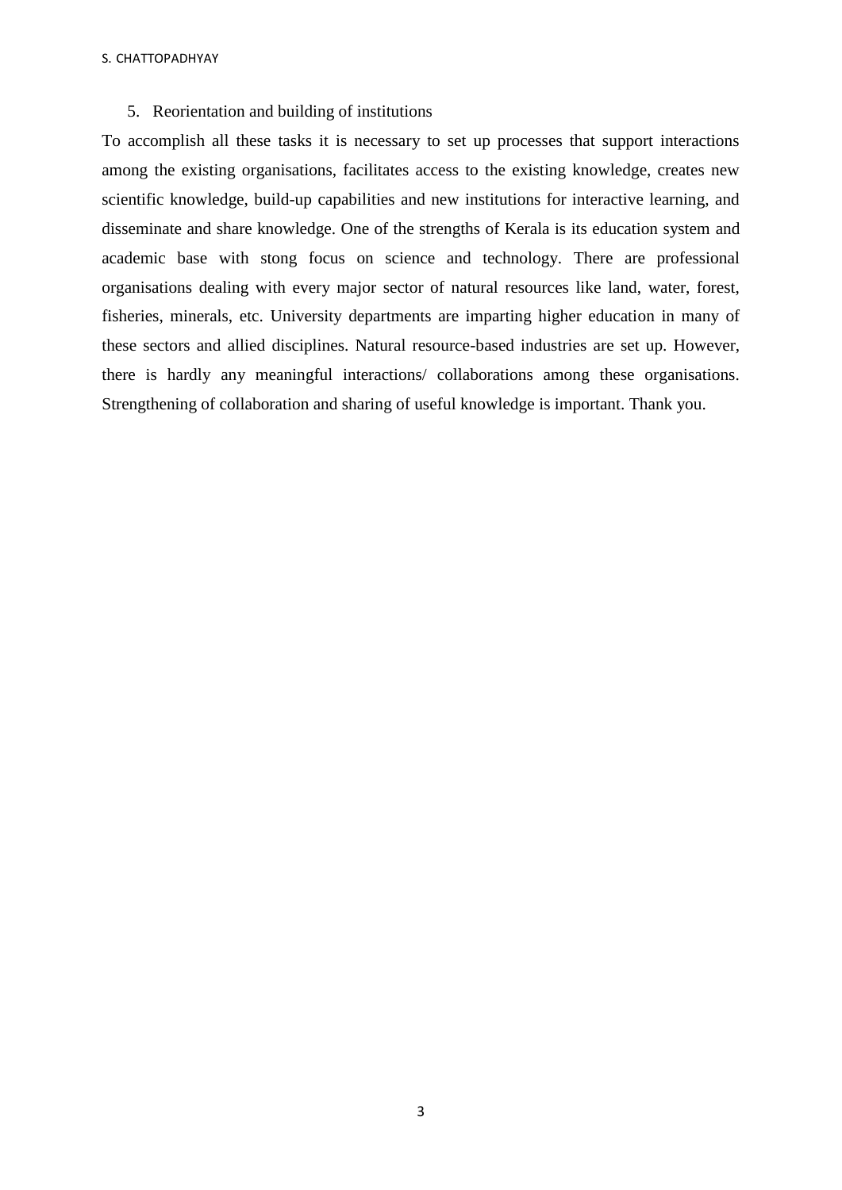5. Reorientation and building of institutions

To accomplish all these tasks it is necessary to set up processes that support interactions among the existing organisations, facilitates access to the existing knowledge, creates new scientific knowledge, build-up capabilities and new institutions for interactive learning, and disseminate and share knowledge. One of the strengths of Kerala is its education system and academic base with stong focus on science and technology. There are professional organisations dealing with every major sector of natural resources like land, water, forest, fisheries, minerals, etc. University departments are imparting higher education in many of these sectors and allied disciplines. Natural resource-based industries are set up. However, there is hardly any meaningful interactions/ collaborations among these organisations. Strengthening of collaboration and sharing of useful knowledge is important. Thank you.